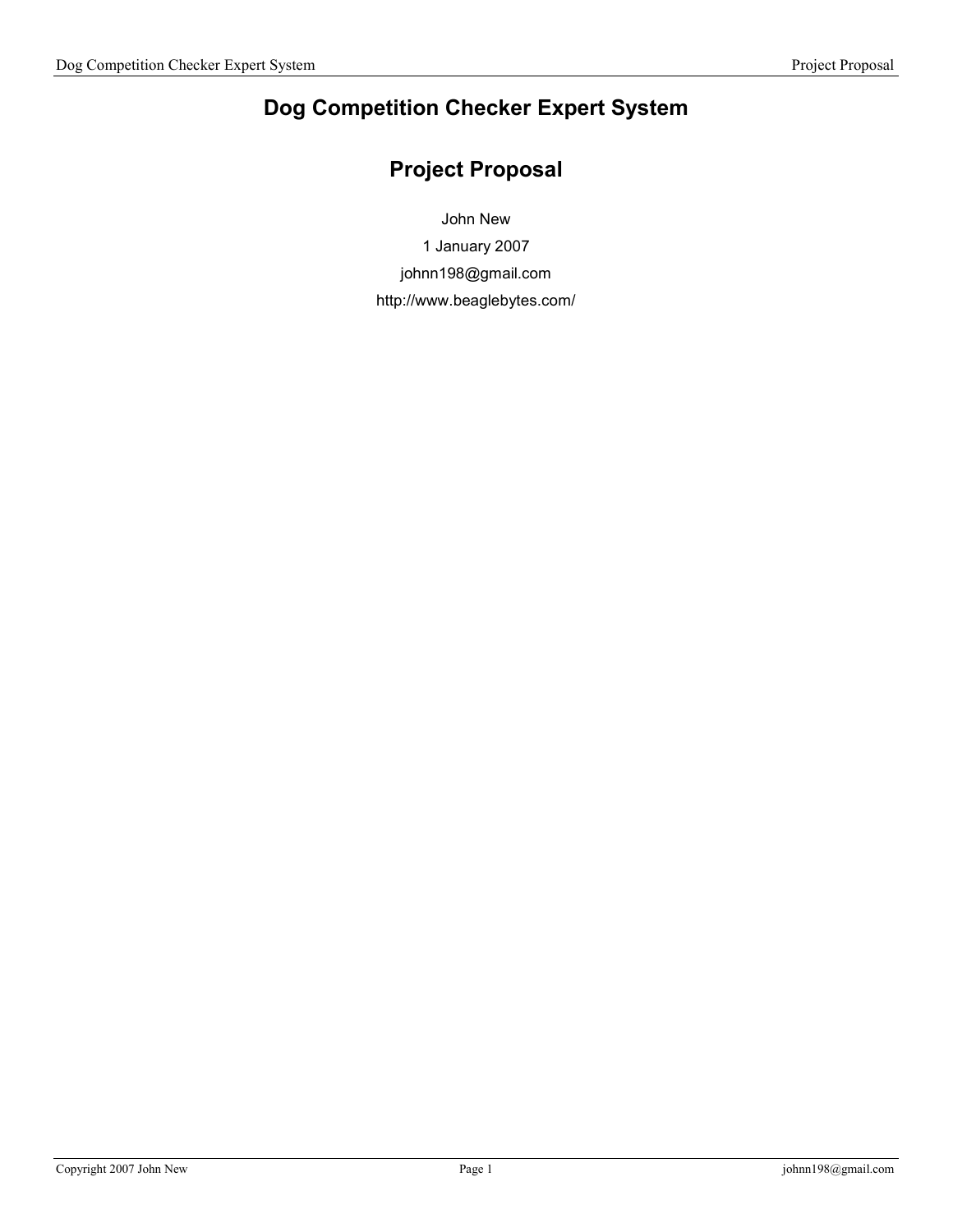# Dog Competition Checker Expert System

## Project Proposal

John New

1 January 2007

johnn198@gmail.com

http://www.beaglebytes.com/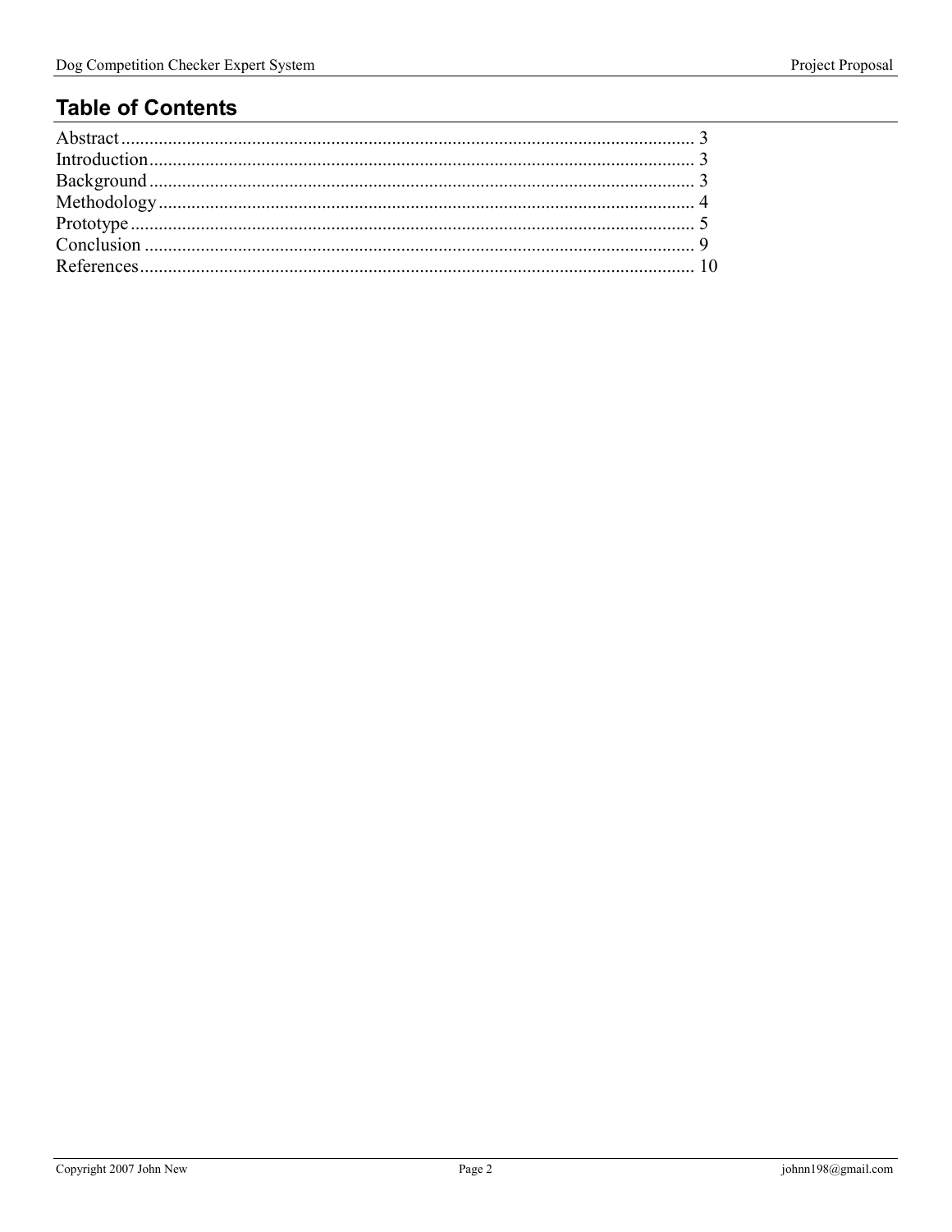## Table of Contents

Abstract ........................................................................................................................ 3
Introduction .................................................................................................................. 3
Background .................................................................................................................. 3
Methodology ................................................................................................................ 4
Prototype ...................................................................................................................... 5
Conclusion ................................................................................................................... 9
References .................................................................................................................... 10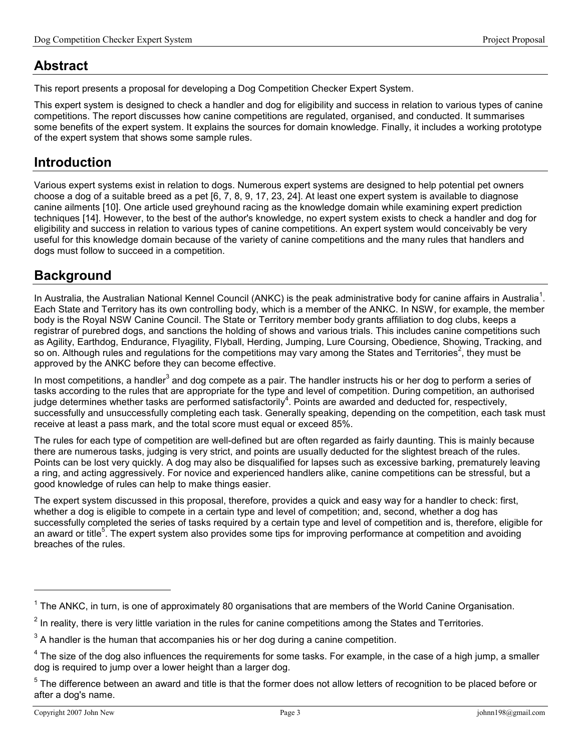## Abstract

This report presents a proposal for developing a Dog Competition Checker Expert System.

This expert system is designed to check a handler and dog for eligibility and success in relation to various types of canine competitions. The report discusses how canine competitions are regulated, organised, and conducted. It summarises some benefits of the expert system. It explains the sources for domain knowledge. Finally, it includes a working prototype of the expert system that shows some sample rules.

## Introduction

Various expert systems exist in relation to dogs. Numerous expert systems are designed to help potential pet owners choose a dog of a suitable breed as a pet [6, 7, 8, 9, 17, 23, 24]. At least one expert system is available to diagnose canine ailments [10]. One article used greyhound racing as the knowledge domain while examining expert prediction techniques [14]. However, to the best of the author's knowledge, no expert system exists to check a handler and dog for eligibility and success in relation to various types of canine competitions. An expert system would conceivably be very useful for this knowledge domain because of the variety of canine competitions and the many rules that handlers and dogs must follow to succeed in a competition.

## Background

In Australia, the Australian National Kennel Council (ANKC) is the peak administrative body for canine affairs in Australia[1]. Each State and Territory has its own controlling body, which is a member of the ANKC. In NSW, for example, the member body is the Royal NSW Canine Council. The State or Territory member body grants affiliation to dog clubs, keeps a registrar of purebred dogs, and sanctions the holding of shows and various trials. This includes canine competitions such as Agility, Earthdog, Endurance, Flyagility, Flyball, Herding, Jumping, Lure Coursing, Obedience, Showing, Tracking, and so on. Although rules and regulations for the competitions may vary among the States and Territories[2], they must be approved by the ANKC before they can become effective.

In most competitions, a handler[3] and dog compete as a pair. The handler instructs his or her dog to perform a series of tasks according to the rules that are appropriate for the type and level of competition. During competition, an authorised judge determines whether tasks are performed satisfactorily[4]. Points are awarded and deducted for, respectively, successfully and unsuccessfully completing each task. Generally speaking, depending on the competition, each task must receive at least a pass mark, and the total score must equal or exceed 85%.

The rules for each type of competition are well-defined but are often regarded as fairly daunting. This is mainly because there are numerous tasks, judging is very strict, and points are usually deducted for the slightest breach of the rules. Points can be lost very quickly. A dog may also be disqualified for lapses such as excessive barking, prematurely leaving a ring, and acting aggressively. For novice and experienced handlers alike, canine competitions can be stressful, but a good knowledge of rules can help to make things easier.

The expert system discussed in this proposal, therefore, provides a quick and easy way for a handler to check: first, whether a dog is eligible to compete in a certain type and level of competition; and, second, whether a dog has successfully completed the series of tasks required by a certain type and level of competition and is, therefore, eligible for an award or title[5]. The expert system also provides some tips for improving performance at competition and avoiding breaches of the rules.

---

[1] The ANKC, in turn, is one of approximately 80 organisations that are members of the World Canine Organisation.

[2] In reality, there is very little variation in the rules for canine competitions among the States and Territories.

[3] A handler is the human that accompanies his or her dog during a canine competition.

[4] The size of the dog also influences the requirements for some tasks. For example, in the case of a high jump, a smaller dog is required to jump over a lower height than a larger dog.

[5] The difference between an award and title is that the former does not allow letters of recognition to be placed before or after a dog's name.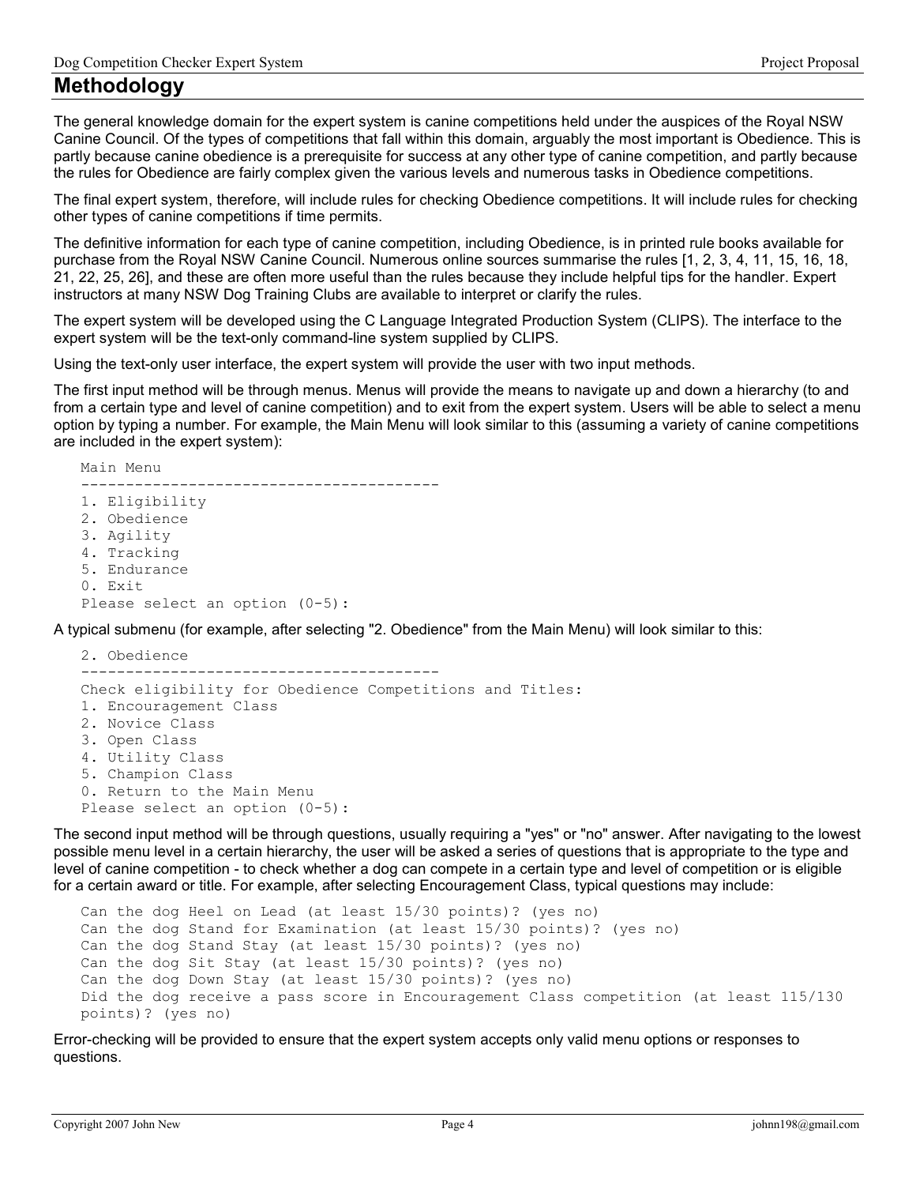## Methodology

The general knowledge domain for the expert system is canine competitions held under the auspices of the Royal NSW Canine Council. Of the types of competitions that fall within this domain, arguably the most important is Obedience. This is partly because canine obedience is a prerequisite for success at any other type of canine competition, and partly because the rules for Obedience are fairly complex given the various levels and numerous tasks in Obedience competitions.

The final expert system, therefore, will include rules for checking Obedience competitions. It will include rules for checking other types of canine competitions if time permits.

The definitive information for each type of canine competition, including Obedience, is in printed rule books available for purchase from the Royal NSW Canine Council. Numerous online sources summarise the rules [1, 2, 3, 4, 11, 15, 16, 18, 21, 22, 25, 26], and these are often more useful than the rules because they include helpful tips for the handler. Expert instructors at many NSW Dog Training Clubs are available to interpret or clarify the rules.

The expert system will be developed using the C Language Integrated Production System (CLIPS). The interface to the expert system will be the text-only command-line system supplied by CLIPS.

Using the text-only user interface, the expert system will provide the user with two input methods.

The first input method will be through menus. Menus will provide the means to navigate up and down a hierarchy (to and from a certain type and level of canine competition) and to exit from the expert system. Users will be able to select a menu option by typing a number. For example, the Main Menu will look similar to this (assuming a variety of canine competitions are included in the expert system):

```
Main Menu
----------------------------------------
1. Eligibility
2. Obedience
3. Agility
4. Tracking
5. Endurance
0. Exit
Please select an option (0-5):
```

A typical submenu (for example, after selecting "2. Obedience" from the Main Menu) will look similar to this:

```
2. Obedience
----------------------------------------
Check eligibility for Obedience Competitions and Titles:
1. Encouragement Class
2. Novice Class
3. Open Class
4. Utility Class
5. Champion Class
0. Return to the Main Menu
Please select an option (0-5):
```

The second input method will be through questions, usually requiring a "yes" or "no" answer. After navigating to the lowest possible menu level in a certain hierarchy, the user will be asked a series of questions that is appropriate to the type and level of canine competition - to check whether a dog can compete in a certain type and level of competition or is eligible for a certain award or title. For example, after selecting Encouragement Class, typical questions may include:

```
Can the dog Heel on Lead (at least 15/30 points)? (yes no)
Can the dog Stand for Examination (at least 15/30 points)? (yes no)
Can the dog Stand Stay (at least 15/30 points)? (yes no)
Can the dog Sit Stay (at least 15/30 points)? (yes no)
Can the dog Down Stay (at least 15/30 points)? (yes no)
Did the dog receive a pass score in Encouragement Class competition (at least 115/130
points)? (yes no)
```

Error-checking will be provided to ensure that the expert system accepts only valid menu options or responses to questions.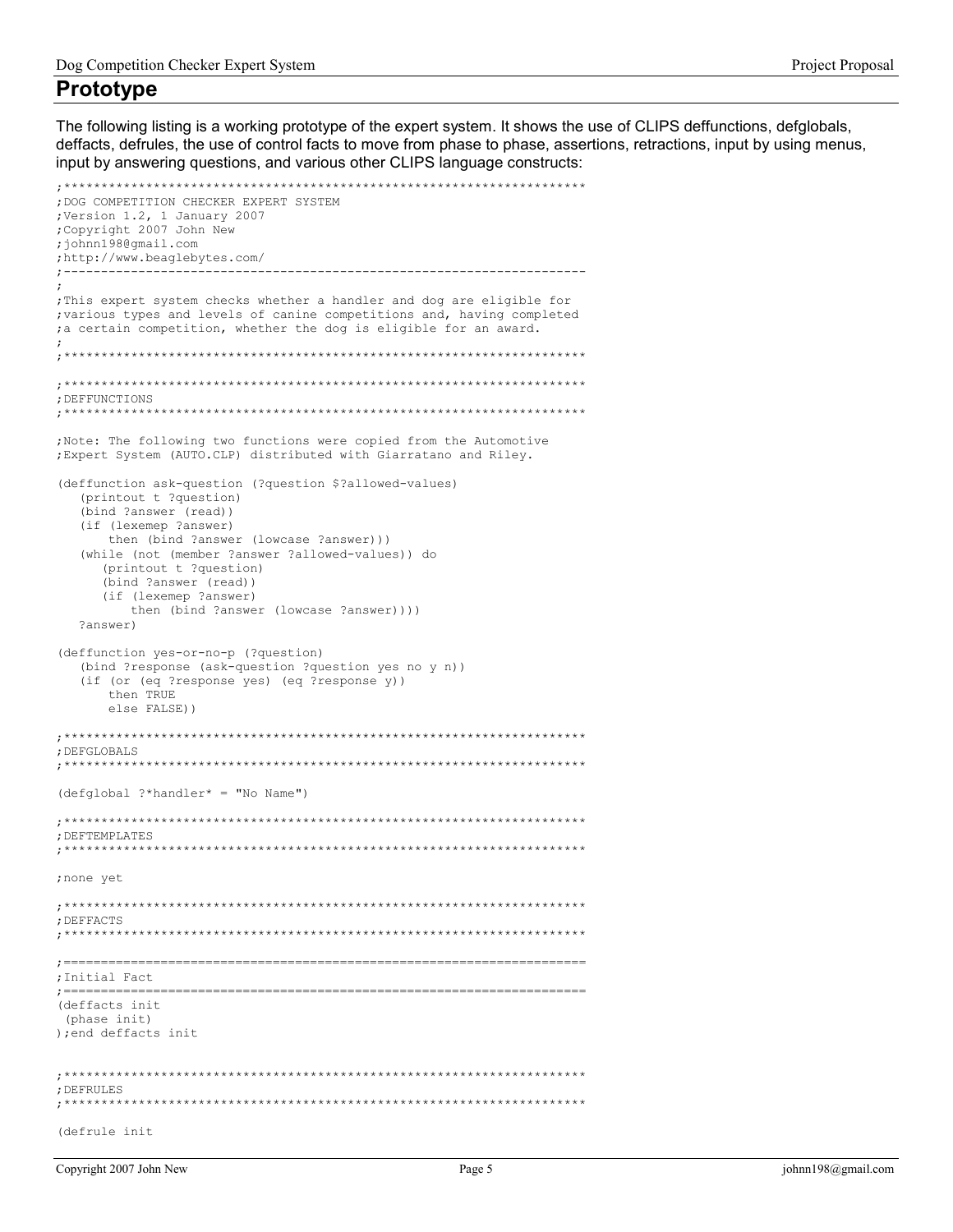## Prototype

The following listing is a working prototype of the expert system. It shows the use of CLIPS deffunctions, defglobals, deffacts, defrules, the use of control facts to move from phase to phase, assertions, retractions, input by using menus, input by answering questions, and various other CLIPS language constructs:

```
;*********************************************************************
;DOG COMPETITION CHECKER EXPERT SYSTEM
;Version 1.2, 1 January 2007
;Copyright 2007 John New
;johnn198@gmail.com
;http://www.beaglebytes.com/
;---------------------------------------------------------------------
;
;This expert system checks whether a handler and dog are eligible for
;various types and levels of canine competitions and, having completed
;a certain competition, whether the dog is eligible for an award.
;
;*********************************************************************

;*********************************************************************
;DEFFUNCTIONS
;*********************************************************************

;Note: The following two functions were copied from the Automotive
;Expert System (AUTO.CLP) distributed with Giarratano and Riley.

(deffunction ask-question (?question $?allowed-values)
   (printout t ?question)
   (bind ?answer (read))
   (if (lexemep ?answer)
       then (bind ?answer (lowcase ?answer)))
   (while (not (member ?answer ?allowed-values)) do
      (printout t ?question)
      (bind ?answer (read))
      (if (lexemep ?answer)
          then (bind ?answer (lowcase ?answer))))
   ?answer)

(deffunction yes-or-no-p (?question)
   (bind ?response (ask-question ?question yes no y n))
   (if (or (eq ?response yes) (eq ?response y))
       then TRUE
       else FALSE))

;*********************************************************************
;DEFGLOBALS
;*********************************************************************

(defglobal ?*handler* = "No Name")

;*********************************************************************
;DEFTEMPLATES
;*********************************************************************

;none yet

;*********************************************************************
;DEFFACTS
;*********************************************************************

;=====================================================================
;Initial Fact
;=====================================================================
(deffacts init
 (phase init)
);end deffacts init


;*********************************************************************
;DEFRULES
;*********************************************************************

(defrule init
```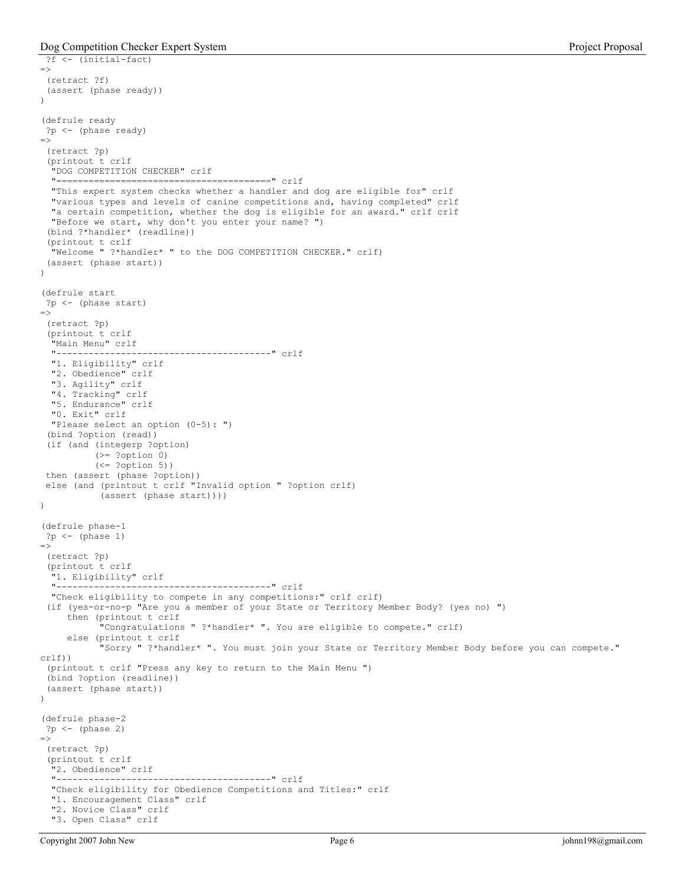```
 ?f <- (initial-fact)
=>
 (retract ?f)
 (assert (phase ready))
)

(defrule ready
 ?p <- (phase ready)
=>
 (retract ?p)
 (printout t crlf
  "DOG COMPETITION CHECKER" crlf
  "========================================" crlf
  "This expert system checks whether a handler and dog are eligible for" crlf
  "various types and levels of canine competitions and, having completed" crlf
  "a certain competition, whether the dog is eligible for an award." crlf crlf
  "Before we start, why don't you enter your name? ")
 (bind ?*handler* (readline))
 (printout t crlf
  "Welcome " ?*handler* " to the DOG COMPETITION CHECKER." crlf)
 (assert (phase start))
)

(defrule start
 ?p <- (phase start)
=>
 (retract ?p)
 (printout t crlf
  "Main Menu" crlf
  "----------------------------------------" crlf
  "1. Eligibility" crlf
  "2. Obedience" crlf
  "3. Agility" crlf
  "4. Tracking" crlf
  "5. Endurance" crlf
  "0. Exit" crlf
  "Please select an option (0-5): ")
 (bind ?option (read))
 (if (and (integerp ?option)
          (>= ?option 0)
          (<= ?option 5))
 then (assert (phase ?option))
 else (and (printout t crlf "Invalid option " ?option crlf)
           (assert (phase start))))
)

(defrule phase-1
 ?p <- (phase 1)
=>
 (retract ?p)
 (printout t crlf
  "1. Eligibility" crlf
  "----------------------------------------" crlf
  "Check eligibility to compete in any competitions:" crlf crlf)
 (if (yes-or-no-p "Are you a member of your State or Territory Member Body? (yes no) ")
     then (printout t crlf
           "Congratulations " ?*handler* ". You are eligible to compete." crlf)
     else (printout t crlf
           "Sorry " ?*handler* ". You must join your State or Territory Member Body before you can compete." 
crlf))
 (printout t crlf "Press any key to return to the Main Menu ")
 (bind ?option (readline))
 (assert (phase start))
)

(defrule phase-2
 ?p <- (phase 2)
=>
 (retract ?p)
 (printout t crlf
  "2. Obedience" crlf
  "----------------------------------------" crlf
  "Check eligibility for Obedience Competitions and Titles:" crlf
  "1. Encouragement Class" crlf
  "2. Novice Class" crlf
  "3. Open Class" crlf
```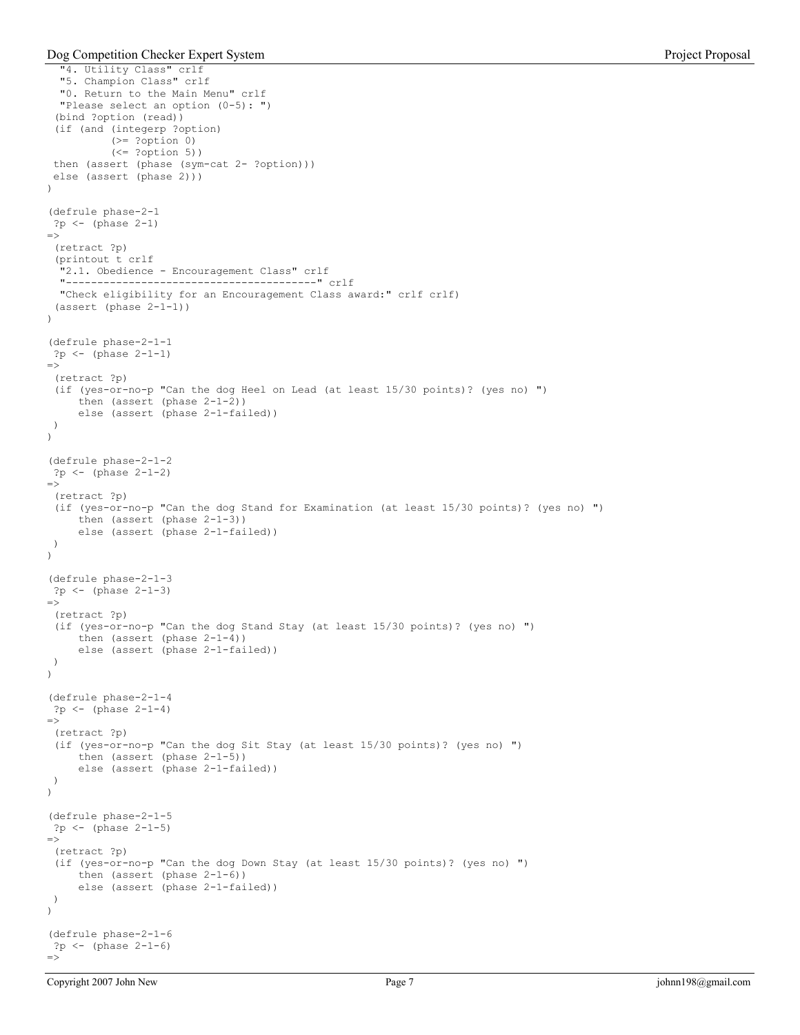```
  "4. Utility Class" crlf
  "5. Champion Class" crlf
  "0. Return to the Main Menu" crlf
  "Please select an option (0-5): ")
 (bind ?option (read))
 (if (and (integerp ?option)
          (>= ?option 0)
          (<= ?option 5))
 then (assert (phase (sym-cat 2- ?option)))
 else (assert (phase 2)))
)

(defrule phase-2-1
 ?p <- (phase 2-1)
=>
 (retract ?p)
 (printout t crlf
  "2.1. Obedience - Encouragement Class" crlf
  "--------------------------------------" crlf
  "Check eligibility for an Encouragement Class award:" crlf crlf)
 (assert (phase 2-1-1))
)

(defrule phase-2-1-1
 ?p <- (phase 2-1-1)
=>
 (retract ?p)
 (if (yes-or-no-p "Can the dog Heel on Lead (at least 15/30 points)? (yes no) ")
     then (assert (phase 2-1-2))
     else (assert (phase 2-1-failed))
 )
)

(defrule phase-2-1-2
 ?p <- (phase 2-1-2)
=>
 (retract ?p)
 (if (yes-or-no-p "Can the dog Stand for Examination (at least 15/30 points)? (yes no) ")
     then (assert (phase 2-1-3))
     else (assert (phase 2-1-failed))
 )
)

(defrule phase-2-1-3
 ?p <- (phase 2-1-3)
=>
 (retract ?p)
 (if (yes-or-no-p "Can the dog Stand Stay (at least 15/30 points)? (yes no) ")
     then (assert (phase 2-1-4))
     else (assert (phase 2-1-failed))
 )
)

(defrule phase-2-1-4
 ?p <- (phase 2-1-4)
=>
 (retract ?p)
 (if (yes-or-no-p "Can the dog Sit Stay (at least 15/30 points)? (yes no) ")
     then (assert (phase 2-1-5))
     else (assert (phase 2-1-failed))
 )
)

(defrule phase-2-1-5
 ?p <- (phase 2-1-5)
=>
 (retract ?p)
 (if (yes-or-no-p "Can the dog Down Stay (at least 15/30 points)? (yes no) ")
     then (assert (phase 2-1-6))
     else (assert (phase 2-1-failed))
 )
)

(defrule phase-2-1-6
 ?p <- (phase 2-1-6)
=>
```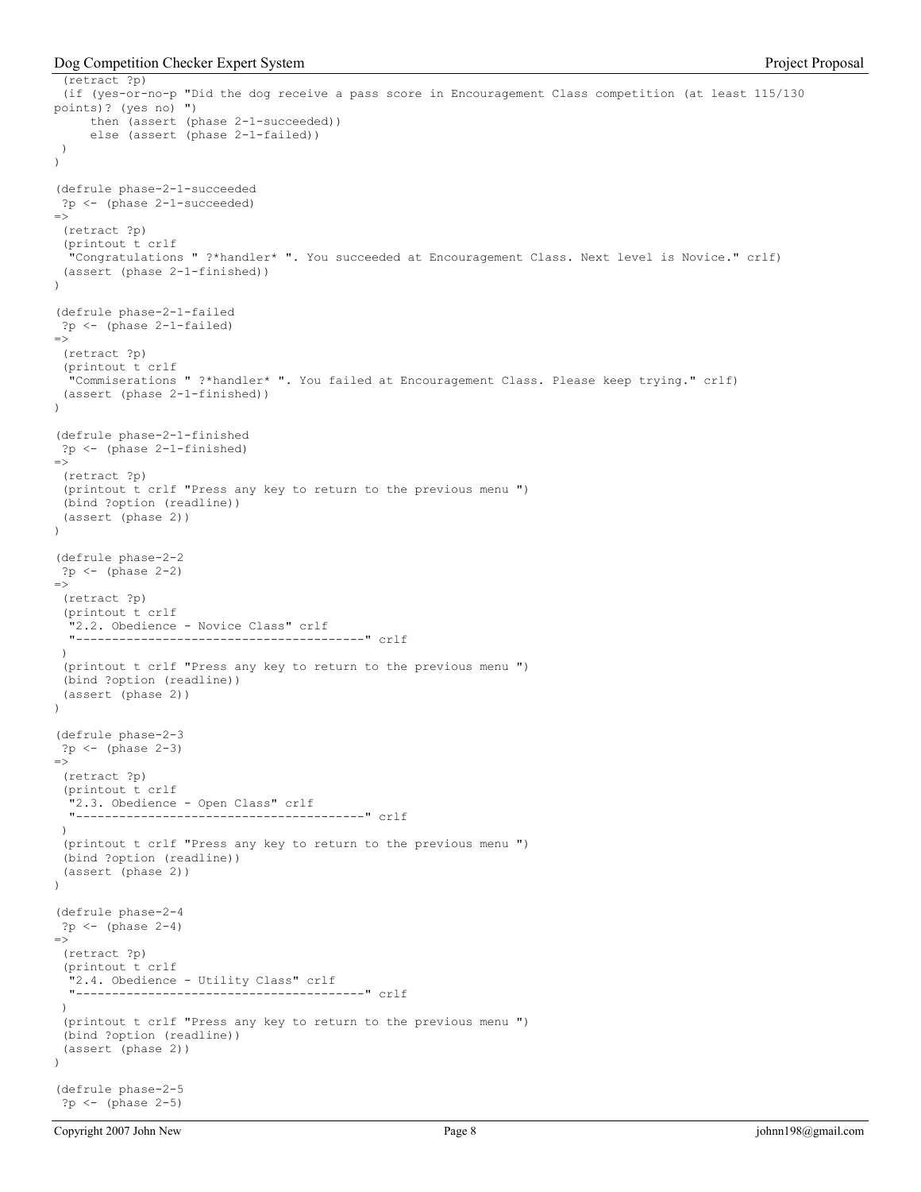```
 (retract ?p)
 (if (yes-or-no-p "Did the dog receive a pass score in Encouragement Class competition (at least 115/130
points)? (yes no) ")
     then (assert (phase 2-1-succeeded))
     else (assert (phase 2-1-failed))
 )
)

(defrule phase-2-1-succeeded
 ?p <- (phase 2-1-succeeded)
=>
 (retract ?p)
 (printout t crlf
  "Congratulations " ?*handler* ". You succeeded at Encouragement Class. Next level is Novice." crlf)
 (assert (phase 2-1-finished))
)

(defrule phase-2-1-failed
 ?p <- (phase 2-1-failed)
=>
 (retract ?p)
 (printout t crlf
  "Commiserations " ?*handler* ". You failed at Encouragement Class. Please keep trying." crlf)
 (assert (phase 2-1-finished))
)

(defrule phase-2-1-finished
 ?p <- (phase 2-1-finished)
=>
 (retract ?p)
 (printout t crlf "Press any key to return to the previous menu ")
 (bind ?option (readline))
 (assert (phase 2))
)

(defrule phase-2-2
 ?p <- (phase 2-2)
=>
 (retract ?p)
 (printout t crlf
  "2.2. Obedience - Novice Class" crlf
  "----------------------------------------" crlf
 )
 (printout t crlf "Press any key to return to the previous menu ")
 (bind ?option (readline))
 (assert (phase 2))
)

(defrule phase-2-3
 ?p <- (phase 2-3)
=>
 (retract ?p)
 (printout t crlf
  "2.3. Obedience - Open Class" crlf
  "----------------------------------------" crlf
 )
 (printout t crlf "Press any key to return to the previous menu ")
 (bind ?option (readline))
 (assert (phase 2))
)

(defrule phase-2-4
 ?p <- (phase 2-4)
=>
 (retract ?p)
 (printout t crlf
  "2.4. Obedience - Utility Class" crlf
  "----------------------------------------" crlf
 )
 (printout t crlf "Press any key to return to the previous menu ")
 (bind ?option (readline))
 (assert (phase 2))
)

(defrule phase-2-5
 ?p <- (phase 2-5)
```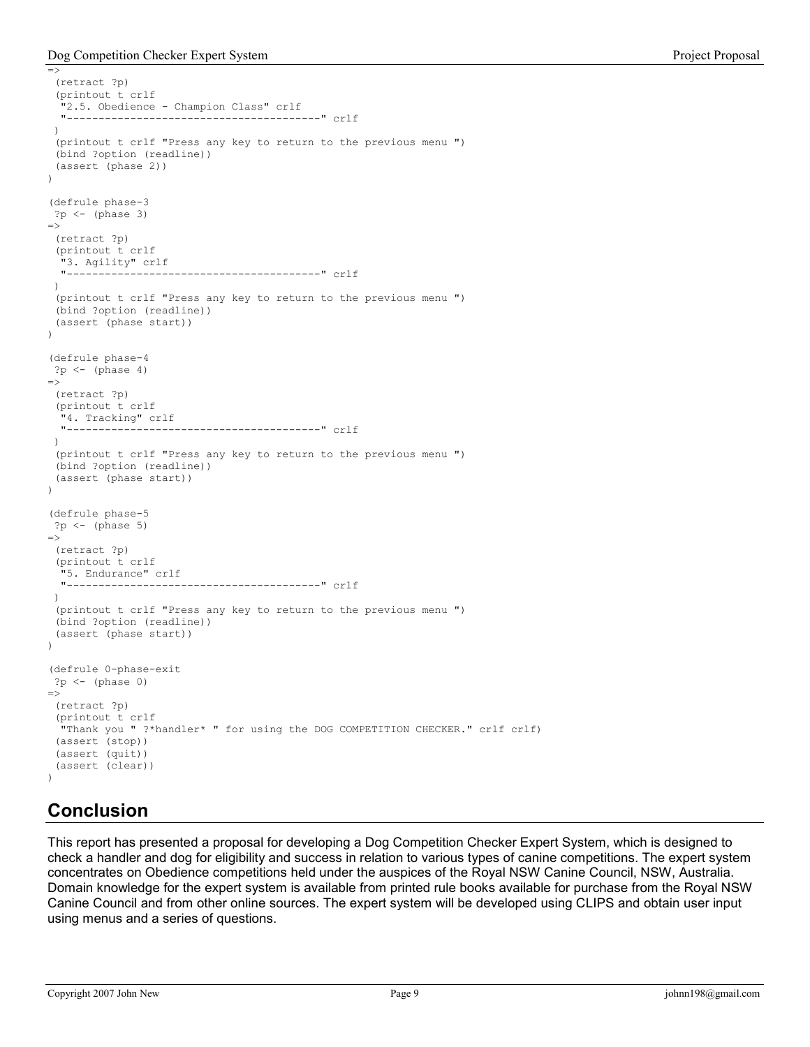```
=>
 (retract ?p)
 (printout t crlf
  "2.5. Obedience - Champion Class" crlf
  "----------------------------------------" crlf
 )
 (printout t crlf "Press any key to return to the previous menu ")
 (bind ?option (readline))
 (assert (phase 2))
)

(defrule phase-3
 ?p <- (phase 3)
=>
 (retract ?p)
 (printout t crlf
  "3. Agility" crlf
  "----------------------------------------" crlf
 )
 (printout t crlf "Press any key to return to the previous menu ")
 (bind ?option (readline))
 (assert (phase start))
)

(defrule phase-4
 ?p <- (phase 4)
=>
 (retract ?p)
 (printout t crlf
  "4. Tracking" crlf
  "----------------------------------------" crlf
 )
 (printout t crlf "Press any key to return to the previous menu ")
 (bind ?option (readline))
 (assert (phase start))
)

(defrule phase-5
 ?p <- (phase 5)
=>
 (retract ?p)
 (printout t crlf
  "5. Endurance" crlf
  "----------------------------------------" crlf
 )
 (printout t crlf "Press any key to return to the previous menu ")
 (bind ?option (readline))
 (assert (phase start))
)

(defrule 0-phase-exit
 ?p <- (phase 0)
=>
 (retract ?p)
 (printout t crlf
  "Thank you " ?*handler* " for using the DOG COMPETITION CHECKER." crlf crlf)
 (assert (stop))
 (assert (quit))
 (assert (clear))
)
```

## Conclusion

This report has presented a proposal for developing a Dog Competition Checker Expert System, which is designed to check a handler and dog for eligibility and success in relation to various types of canine competitions. The expert system concentrates on Obedience competitions held under the auspices of the Royal NSW Canine Council, NSW, Australia. Domain knowledge for the expert system is available from printed rule books available for purchase from the Royal NSW Canine Council and from other online sources. The expert system will be developed using CLIPS and obtain user input using menus and a series of questions.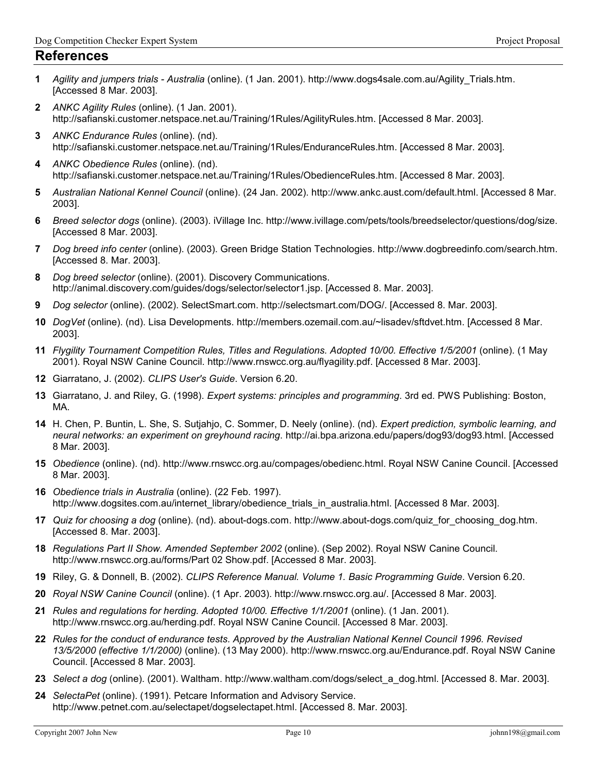## References

1. *Agility and jumpers trials - Australia* (online). (1 Jan. 2001). http://www.dogs4sale.com.au/Agility_Trials.htm. [Accessed 8 Mar. 2003].
2. *ANKC Agility Rules* (online). (1 Jan. 2001). http://safianski.customer.netspace.net.au/Training/1Rules/AgilityRules.htm. [Accessed 8 Mar. 2003].
3. *ANKC Endurance Rules* (online). (nd). http://safianski.customer.netspace.net.au/Training/1Rules/EnduranceRules.htm. [Accessed 8 Mar. 2003].
4. *ANKC Obedience Rules* (online). (nd). http://safianski.customer.netspace.net.au/Training/1Rules/ObedienceRules.htm. [Accessed 8 Mar. 2003].
5. *Australian National Kennel Council* (online). (24 Jan. 2002). http://www.ankc.aust.com/default.html. [Accessed 8 Mar. 2003].
6. *Breed selector dogs* (online). (2003). iVillage Inc. http://www.ivillage.com/pets/tools/breedselector/questions/dog/size. [Accessed 8 Mar. 2003].
7. *Dog breed info center* (online). (2003). Green Bridge Station Technologies. http://www.dogbreedinfo.com/search.htm. [Accessed 8. Mar. 2003].
8. *Dog breed selector* (online). (2001). Discovery Communications. http://animal.discovery.com/guides/dogs/selector/selector1.jsp. [Accessed 8. Mar. 2003].
9. *Dog selector* (online). (2002). SelectSmart.com. http://selectsmart.com/DOG/. [Accessed 8. Mar. 2003].
10. *DogVet* (online). (nd). Lisa Developments. http://members.ozemail.com.au/~lisadev/sftdvet.htm. [Accessed 8 Mar. 2003].
11. *Flygility Tournament Competition Rules, Titles and Regulations. Adopted 10/00. Effective 1/5/2001* (online). (1 May 2001). Royal NSW Canine Council. http://www.rnswcc.org.au/flyagility.pdf. [Accessed 8 Mar. 2003].
12. Giarratano, J. (2002). *CLIPS User's Guide*. Version 6.20.
13. Giarratano, J. and Riley, G. (1998). *Expert systems: principles and programming*. 3rd ed. PWS Publishing: Boston, MA.
14. H. Chen, P. Buntin, L. She, S. Sutjahjo, C. Sommer, D. Neely (online). (nd). *Expert prediction, symbolic learning, and neural networks: an experiment on greyhound racing*. http://ai.bpa.arizona.edu/papers/dog93/dog93.html. [Accessed 8 Mar. 2003].
15. *Obedience* (online). (nd). http://www.rnswcc.org.au/compages/obedienc.html. Royal NSW Canine Council. [Accessed 8 Mar. 2003].
16. *Obedience trials in Australia* (online). (22 Feb. 1997). http://www.dogsites.com.au/internet_library/obedience_trials_in_australia.html. [Accessed 8 Mar. 2003].
17. *Quiz for choosing a dog* (online). (nd). about-dogs.com. http://www.about-dogs.com/quiz_for_choosing_dog.htm. [Accessed 8. Mar. 2003].
18. *Regulations Part II Show. Amended September 2002* (online). (Sep 2002). Royal NSW Canine Council. http://www.rnswcc.org.au/forms/Part 02 Show.pdf. [Accessed 8 Mar. 2003].
19. Riley, G. & Donnell, B. (2002). *CLIPS Reference Manual. Volume 1. Basic Programming Guide*. Version 6.20.
20. *Royal NSW Canine Council* (online). (1 Apr. 2003). http://www.rnswcc.org.au/. [Accessed 8 Mar. 2003].
21. *Rules and regulations for herding. Adopted 10/00. Effective 1/1/2001* (online). (1 Jan. 2001). http://www.rnswcc.org.au/herding.pdf. Royal NSW Canine Council. [Accessed 8 Mar. 2003].
22. *Rules for the conduct of endurance tests. Approved by the Australian National Kennel Council 1996. Revised 13/5/2000 (effective 1/1/2000)* (online). (13 May 2000). http://www.rnswcc.org.au/Endurance.pdf. Royal NSW Canine Council. [Accessed 8 Mar. 2003].
23. *Select a dog* (online). (2001). Waltham. http://www.waltham.com/dogs/select_a_dog.html. [Accessed 8. Mar. 2003].
24. *SelectaPet* (online). (1991). Petcare Information and Advisory Service. http://www.petnet.com.au/selectapet/dogselectapet.html. [Accessed 8. Mar. 2003].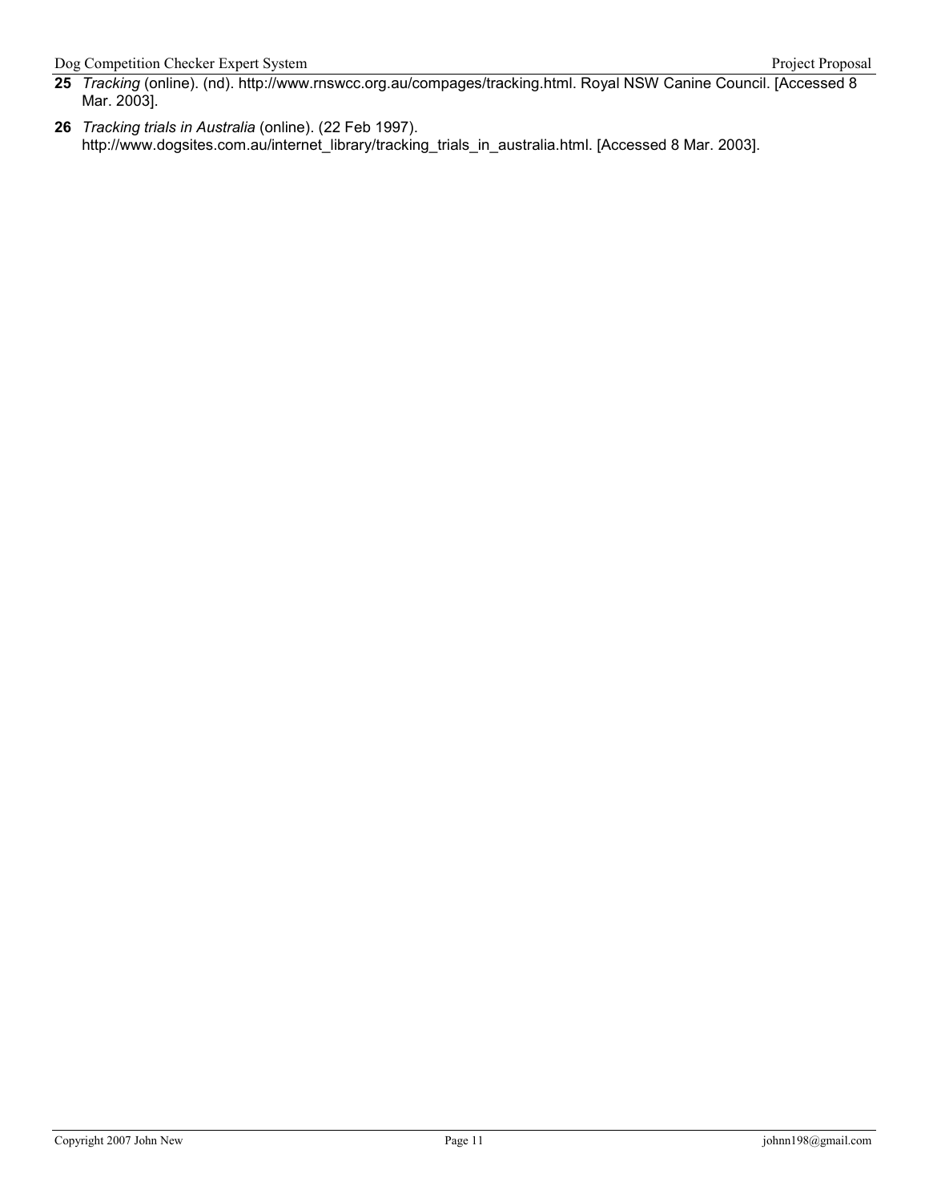**25** *Tracking* (online). (nd). http://www.rnswcc.org.au/compages/tracking.html. Royal NSW Canine Council. [Accessed 8 Mar. 2003].

**26** *Tracking trials in Australia* (online). (22 Feb 1997). http://www.dogsites.com.au/internet_library/tracking_trials_in_australia.html. [Accessed 8 Mar. 2003].